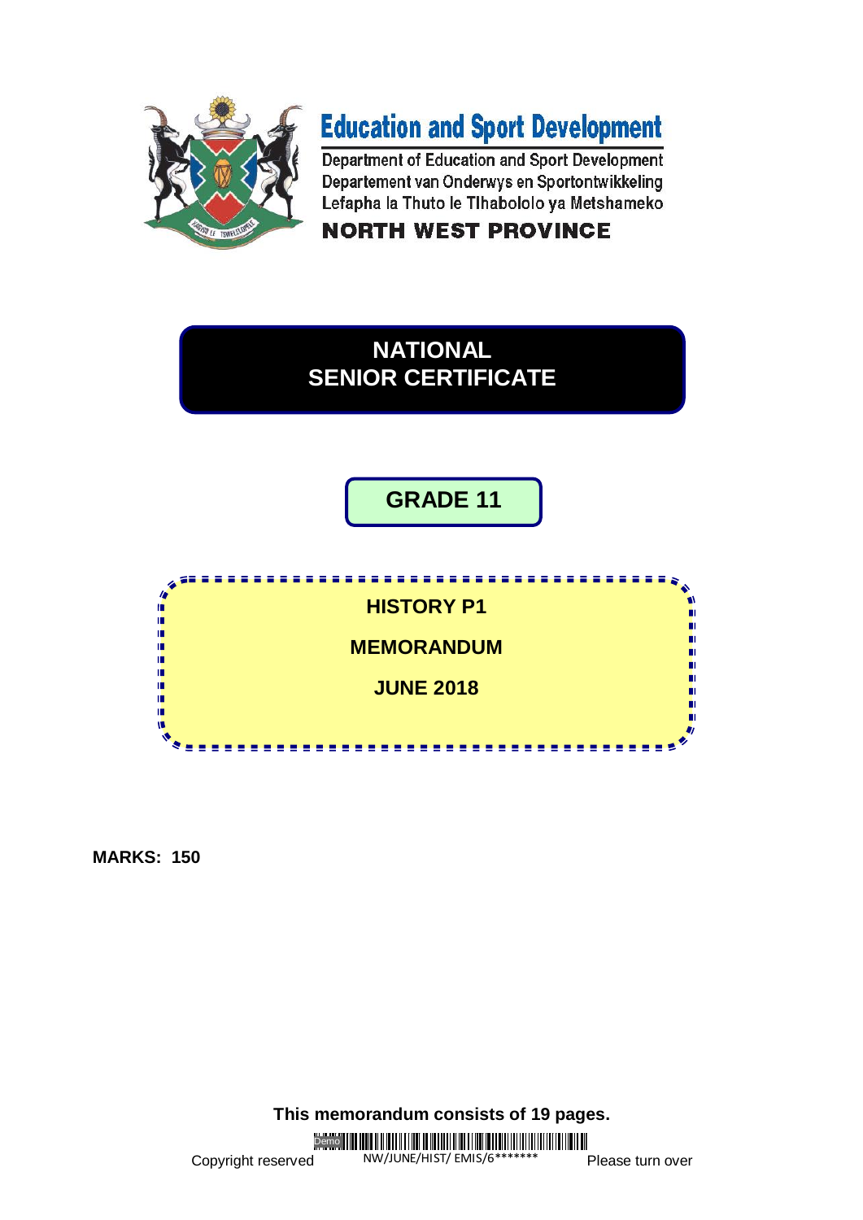# Education and Sport Development

Department of Education and Sport Development
Departement van Onderwys en Sportontwikkeling
Lefapha la Thuto le Tlhabololo ya Metshameko

**NORTH WEST PROVINCE**

## NATIONAL SENIOR CERTIFICATE

## GRADE 11

**HISTORY P1**

**MEMORANDUM**

**JUNE 2018**

**MARKS: 150**

**This memorandum consists of 19 pages.**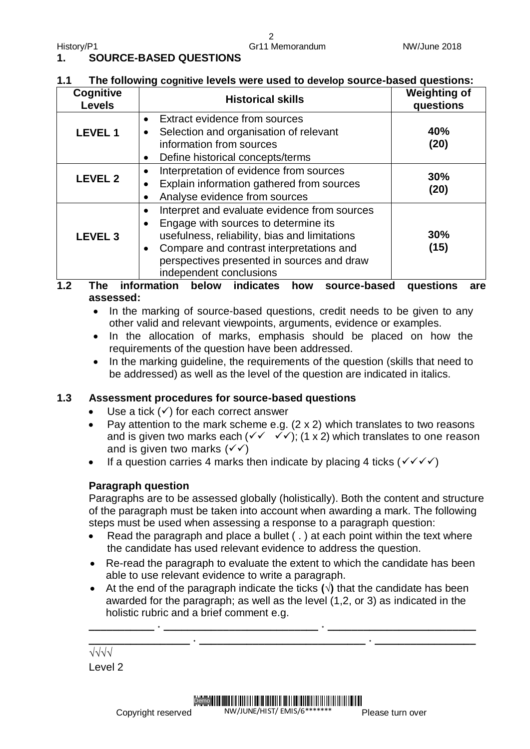# 1. SOURCE-BASED QUESTIONS

## 1.1 The following cognitive levels were used to develop source-based questions:

| Cognitive Levels | Historical skills | Weighting of questions |
|---|---|---|
| **LEVEL 1** | • Extract evidence from sources<br>• Selection and organisation of relevant information from sources<br>• Define historical concepts/terms | **40%<br>(20)** |
| **LEVEL 2** | • Interpretation of evidence from sources<br>• Explain information gathered from sources<br>• Analyse evidence from sources | **30%<br>(20)** |
| **LEVEL 3** | • Interpret and evaluate evidence from sources<br>• Engage with sources to determine its usefulness, reliability, bias and limitations<br>• Compare and contrast interpretations and perspectives presented in sources and draw independent conclusions | **30%<br>(15)** |

## 1.2 The information below indicates how source-based questions are assessed:

- In the marking of source-based questions, credit needs to be given to any other valid and relevant viewpoints, arguments, evidence or examples.
- In the allocation of marks, emphasis should be placed on how the requirements of the question have been addressed.
- In the marking guideline, the requirements of the question (skills that need to be addressed) as well as the level of the question are indicated in italics.

## 1.3 Assessment procedures for source-based questions

- Use a tick (✓) for each correct answer
- Pay attention to the mark scheme e.g. (2 x 2) which translates to two reasons and is given two marks each (✓✓ ✓✓); (1 x 2) which translates to one reason and is given two marks (✓✓)
- If a question carries 4 marks then indicate by placing 4 ticks (✓✓✓✓)

### Paragraph question

Paragraphs are to be assessed globally (holistically). Both the content and structure of the paragraph must be taken into account when awarding a mark. The following steps must be used when assessing a response to a paragraph question:

- Read the paragraph and place a bullet ( . ) at each point within the text where the candidate has used relevant evidence to address the question.
- Re-read the paragraph to evaluate the extent to which the candidate has been able to use relevant evidence to write a paragraph.
- At the end of the paragraph indicate the ticks (√) that the candidate has been awarded for the paragraph; as well as the level (1,2, or 3) as indicated in the holistic rubric and a brief comment e.g.

\_\_\_\_\_\_\_\_\_\_\_ . \_\_\_\_\_\_\_\_\_\_\_\_\_\_\_\_\_\_\_\_\_\_\_\_\_\_ . \_\_\_\_\_\_\_\_\_\_\_\_\_\_\_\_\_\_\_\_\_\_\_\_\_\_
\_\_\_\_\_\_\_\_\_\_\_\_\_\_\_\_ . \_\_\_\_\_\_\_\_\_\_\_\_\_\_\_\_\_\_\_\_\_\_\_\_\_\_\_\_ . \_\_\_\_\_\_\_\_\_\_\_\_\_\_\_\_\_\_

√√√√

Level 2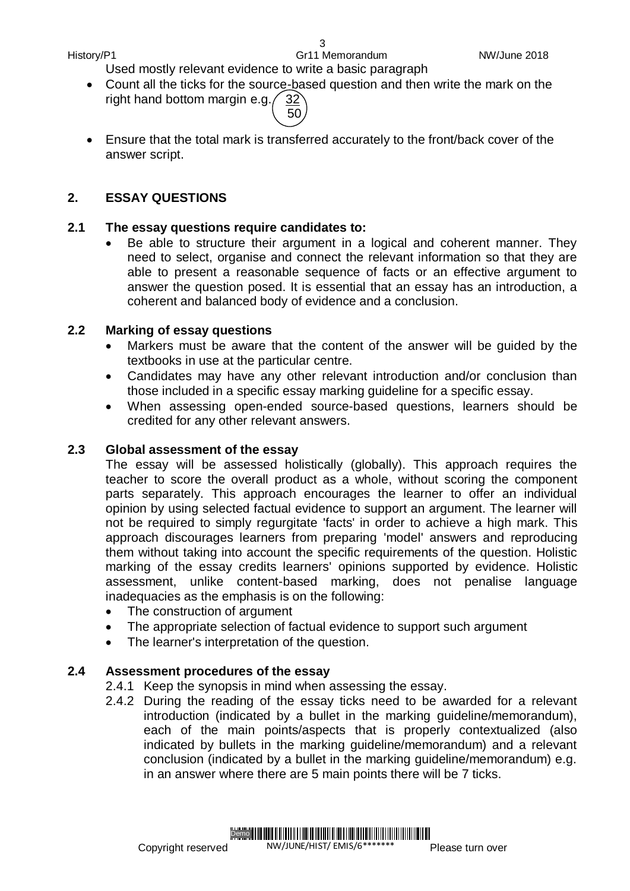Used mostly relevant evidence to write a basic paragraph

- Count all the ticks for the source-based question and then write the mark on the right hand bottom margin e.g. $\frac{32}{50}$
- Ensure that the total mark is transferred accurately to the front/back cover of the answer script.

## 2. ESSAY QUESTIONS

### 2.1 The essay questions require candidates to:

- Be able to structure their argument in a logical and coherent manner. They need to select, organise and connect the relevant information so that they are able to present a reasonable sequence of facts or an effective argument to answer the question posed. It is essential that an essay has an introduction, a coherent and balanced body of evidence and a conclusion.

### 2.2 Marking of essay questions

- Markers must be aware that the content of the answer will be guided by the textbooks in use at the particular centre.
- Candidates may have any other relevant introduction and/or conclusion than those included in a specific essay marking guideline for a specific essay.
- When assessing open-ended source-based questions, learners should be credited for any other relevant answers.

### 2.3 Global assessment of the essay

The essay will be assessed holistically (globally). This approach requires the teacher to score the overall product as a whole, without scoring the component parts separately. This approach encourages the learner to offer an individual opinion by using selected factual evidence to support an argument. The learner will not be required to simply regurgitate 'facts' in order to achieve a high mark. This approach discourages learners from preparing 'model' answers and reproducing them without taking into account the specific requirements of the question. Holistic marking of the essay credits learners' opinions supported by evidence. Holistic assessment, unlike content-based marking, does not penalise language inadequacies as the emphasis is on the following:

- The construction of argument
- The appropriate selection of factual evidence to support such argument
- The learner's interpretation of the question.

### 2.4 Assessment procedures of the essay

2.4.1 Keep the synopsis in mind when assessing the essay.

2.4.2 During the reading of the essay ticks need to be awarded for a relevant introduction (indicated by a bullet in the marking guideline/memorandum), each of the main points/aspects that is properly contextualized (also indicated by bullets in the marking guideline/memorandum) and a relevant conclusion (indicated by a bullet in the marking guideline/memorandum) e.g. in an answer where there are 5 main points there will be 7 ticks.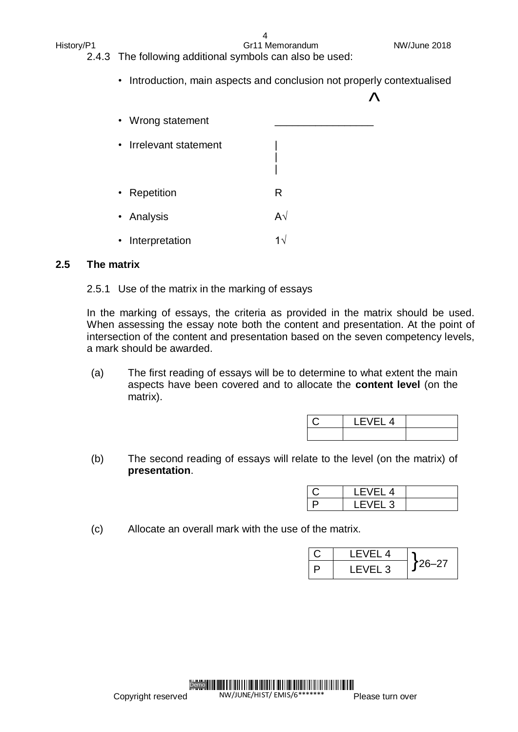2.4.3 The following additional symbols can also be used:

- Introduction, main aspects and conclusion not properly contextualised ^
- Wrong statement \_\_\_\_\_\_\_\_\_\_\_\_\_\_\_\_\_
- Irrelevant statement |
- Repetition R
- Analysis A√
- Interpretation 1√

## 2.5 The matrix

2.5.1 Use of the matrix in the marking of essays

In the marking of essays, the criteria as provided in the matrix should be used. When assessing the essay note both the content and presentation. At the point of intersection of the content and presentation based on the seven competency levels, a mark should be awarded.

(a) The first reading of essays will be to determine to what extent the main aspects have been covered and to allocate the **content level** (on the matrix).

| C | LEVEL 4 | |
|---|---|---|
| | | |

(b) The second reading of essays will relate to the level (on the matrix) of **presentation**.

| C | LEVEL 4 | |
|---|---|---|
| P | LEVEL 3 | |

(c) Allocate an overall mark with the use of the matrix.

| C | LEVEL 4 | }26–27 |
|---|---|---|
| P | LEVEL 3 | |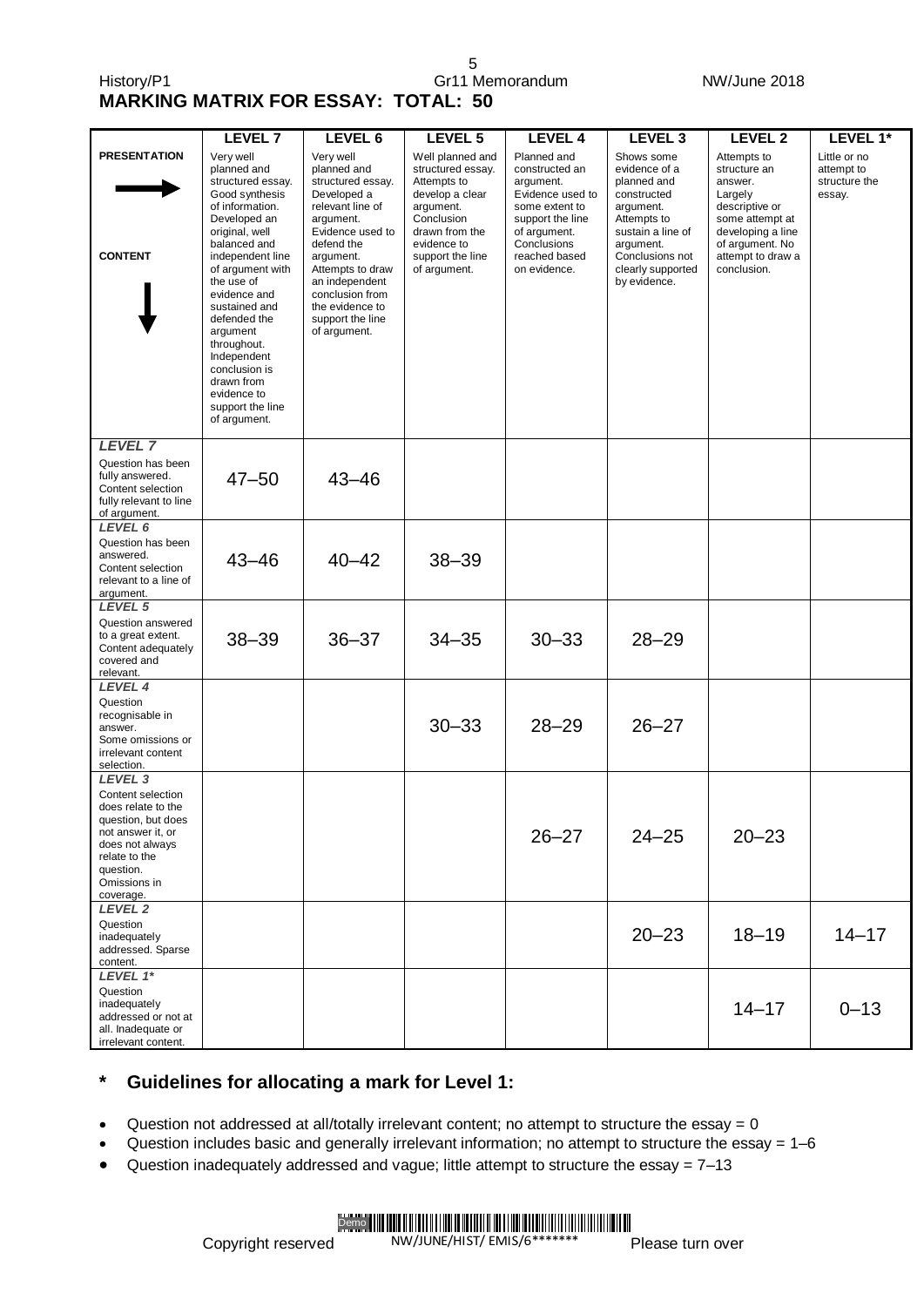## MARKING MATRIX FOR ESSAY: TOTAL: 50

| PRESENTATION → <br> CONTENT ↓ | LEVEL 7 | LEVEL 6 | LEVEL 5 | LEVEL 4 | LEVEL 3 | LEVEL 2 | LEVEL 1* |
|---|---|---|---|---|---|---|---|
| | Very well planned and structured essay. Good synthesis of information. Developed an original, well balanced and independent line of argument with the use of evidence and sustained and defended the argument throughout. Independent conclusion is drawn from evidence to support the line of argument. | Very well planned and structured essay. Developed a relevant line of argument. Evidence used to defend the argument. Attempts to draw an independent conclusion from the evidence to support the line of argument. | Well planned and structured essay. Attempts to develop a clear argument. Conclusion drawn from the evidence to support the line of argument. | Planned and constructed an argument. Evidence used to some extent to support the line of argument. Conclusions reached based on evidence. | Shows some evidence of a planned and constructed argument. Attempts to sustain a line of argument. Conclusions not clearly supported by evidence. | Attempts to structure an answer. Largely descriptive or some attempt at developing a line of argument. No attempt to draw a conclusion. | Little or no attempt to structure the essay. |
| ***LEVEL 7*** <br> Question has been fully answered. Content selection fully relevant to line of argument. | 47–50 | 43–46 | | | | | |
| ***LEVEL 6*** <br> Question has been answered. Content selection relevant to a line of argument. | 43–46 | 40–42 | 38–39 | | | | |
| ***LEVEL 5*** <br> Question answered to a great extent. Content adequately covered and relevant. | 38–39 | 36–37 | 34–35 | 30–33 | 28–29 | | |
| ***LEVEL 4*** <br> Question recognisable in answer. Some omissions or irrelevant content selection. | | | 30–33 | 28–29 | 26–27 | | |
| ***LEVEL 3*** <br> Content selection does relate to the question, but does not answer it, or does not always relate to the question. Omissions in coverage. | | | | 26–27 | 24–25 | 20–23 | |
| ***LEVEL 2*** <br> Question inadequately addressed. Sparse content. | | | | | 20–23 | 18–19 | 14–17 |
| ***LEVEL 1**** <br> Question inadequately addressed or not at all. Inadequate or irrelevant content. | | | | | | 14–17 | 0–13 |

### * Guidelines for allocating a mark for Level 1:

- Question not addressed at all/totally irrelevant content; no attempt to structure the essay = 0
- Question includes basic and generally irrelevant information; no attempt to structure the essay = 1–6
- Question inadequately addressed and vague; little attempt to structure the essay = 7–13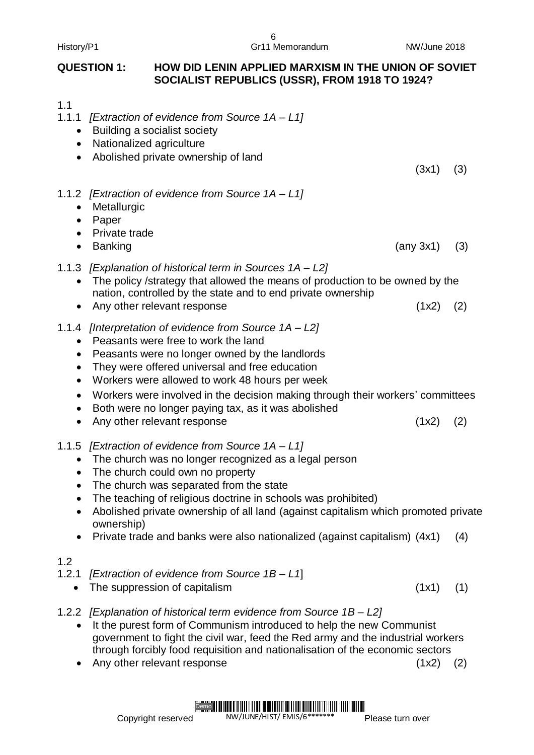**QUESTION 1: HOW DID LENIN APPLIED MARXISM IN THE UNION OF SOVIET SOCIALIST REPUBLICS (USSR), FROM 1918 TO 1924?**

1.1

1.1.1 *[Extraction of evidence from Source 1A – L1]*

- Building a socialist society
- Nationalized agriculture
- Abolished private ownership of land

(3x1) (3)

1.1.2 *[Extraction of evidence from Source 1A – L1]*

- Metallurgic
- Paper
- Private trade
- Banking (any 3x1) (3)

1.1.3 *[Explanation of historical term in Sources 1A – L2]*

- The policy /strategy that allowed the means of production to be owned by the nation, controlled by the state and to end private ownership
- Any other relevant response (1x2) (2)

1.1.4 *[Interpretation of evidence from Source 1A – L2]*

- Peasants were free to work the land
- Peasants were no longer owned by the landlords
- They were offered universal and free education
- Workers were allowed to work 48 hours per week
- Workers were involved in the decision making through their workers' committees
- Both were no longer paying tax, as it was abolished
- Any other relevant response (1x2) (2)

1.1.5 *[Extraction of evidence from Source 1A – L1]*

- The church was no longer recognized as a legal person
- The church could own no property
- The church was separated from the state
- The teaching of religious doctrine in schools was prohibited)
- Abolished private ownership of all land (against capitalism which promoted private ownership)
- Private trade and banks were also nationalized (against capitalism) (4x1) (4)

1.2

1.2.1 *[Extraction of evidence from Source 1B – L1]*

- The suppression of capitalism (1x1) (1)

1.2.2 *[Explanation of historical term evidence from Source 1B – L2]*

- It the purest form of Communism introduced to help the new Communist government to fight the civil war, feed the Red army and the industrial workers through forcibly food requisition and nationalisation of the economic sectors
- Any other relevant response (1x2) (2)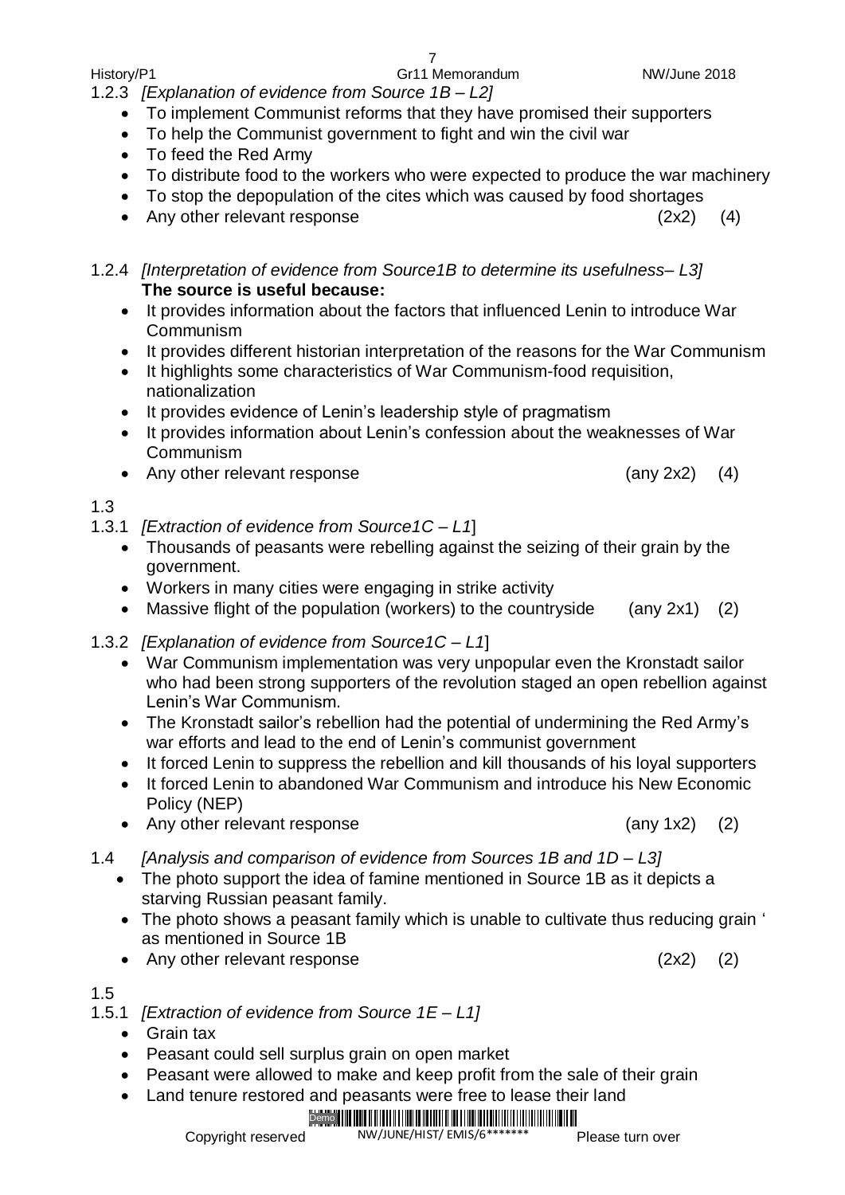1.2.3 *[Explanation of evidence from Source 1B – L2]*

- To implement Communist reforms that they have promised their supporters
- To help the Communist government to fight and win the civil war
- To feed the Red Army
- To distribute food to the workers who were expected to produce the war machinery
- To stop the depopulation of the cites which was caused by food shortages
- Any other relevant response (2x2) (4)

1.2.4 *[Interpretation of evidence from Source1B to determine its usefulness– L3]*

**The source is useful because:**

- It provides information about the factors that influenced Lenin to introduce War Communism
- It provides different historian interpretation of the reasons for the War Communism
- It highlights some characteristics of War Communism-food requisition, nationalization
- It provides evidence of Lenin's leadership style of pragmatism
- It provides information about Lenin's confession about the weaknesses of War Communism
- Any other relevant response (any 2x2) (4)

1.3

1.3.1 *[Extraction of evidence from Source1C – L1]*

- Thousands of peasants were rebelling against the seizing of their grain by the government.
- Workers in many cities were engaging in strike activity
- Massive flight of the population (workers) to the countryside (any 2x1) (2)

1.3.2 *[Explanation of evidence from Source1C – L1]*

- War Communism implementation was very unpopular even the Kronstadt sailor who had been strong supporters of the revolution staged an open rebellion against Lenin's War Communism.
- The Kronstadt sailor's rebellion had the potential of undermining the Red Army's war efforts and lead to the end of Lenin's communist government
- It forced Lenin to suppress the rebellion and kill thousands of his loyal supporters
- It forced Lenin to abandoned War Communism and introduce his New Economic Policy (NEP)
- Any other relevant response (any 1x2) (2)

1.4 *[Analysis and comparison of evidence from Sources 1B and 1D – L3]*

- The photo support the idea of famine mentioned in Source 1B as it depicts a starving Russian peasant family.
- The photo shows a peasant family which is unable to cultivate thus reducing grain ' as mentioned in Source 1B
- Any other relevant response (2x2) (2)

1.5

1.5.1 *[Extraction of evidence from Source 1E – L1]*

- Grain tax
- Peasant could sell surplus grain on open market
- Peasant were allowed to make and keep profit from the sale of their grain
- Land tenure restored and peasants were free to lease their land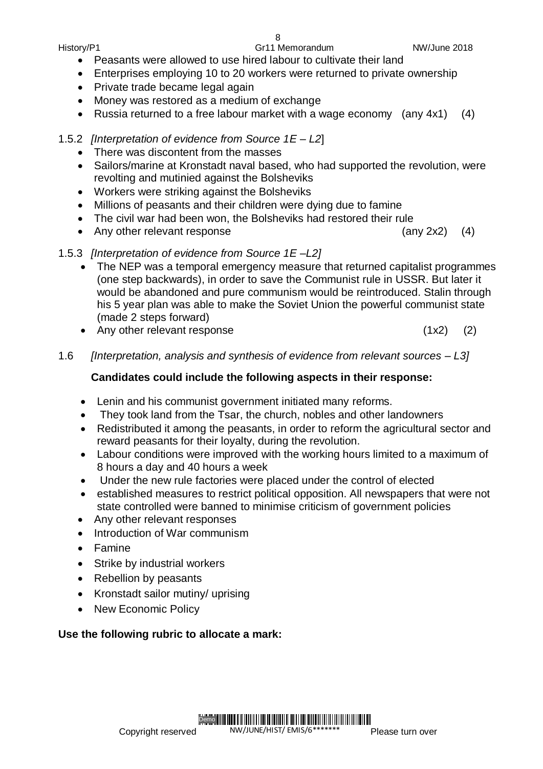- Peasants were allowed to use hired labour to cultivate their land
- Enterprises employing 10 to 20 workers were returned to private ownership
- Private trade became legal again
- Money was restored as a medium of exchange
- Russia returned to a free labour market with a wage economy (any 4x1) (4)

1.5.2 *[Interpretation of evidence from Source 1E – L2]*

- There was discontent from the masses
- Sailors/marine at Kronstadt naval based, who had supported the revolution, were revolting and mutinied against the Bolsheviks
- Workers were striking against the Bolsheviks
- Millions of peasants and their children were dying due to famine
- The civil war had been won, the Bolsheviks had restored their rule
- Any other relevant response (any 2x2) (4)

1.5.3 *[Interpretation of evidence from Source 1E –L2]*

- The NEP was a temporal emergency measure that returned capitalist programmes (one step backwards), in order to save the Communist rule in USSR. But later it would be abandoned and pure communism would be reintroduced. Stalin through his 5 year plan was able to make the Soviet Union the powerful communist state (made 2 steps forward)
- Any other relevant response (1x2) (2)

1.6 *[Interpretation, analysis and synthesis of evidence from relevant sources – L3]*

**Candidates could include the following aspects in their response:**

- Lenin and his communist government initiated many reforms.
- They took land from the Tsar, the church, nobles and other landowners
- Redistributed it among the peasants, in order to reform the agricultural sector and reward peasants for their loyalty, during the revolution.
- Labour conditions were improved with the working hours limited to a maximum of 8 hours a day and 40 hours a week
- Under the new rule factories were placed under the control of elected
- established measures to restrict political opposition. All newspapers that were not state controlled were banned to minimise criticism of government policies
- Any other relevant responses
- Introduction of War communism
- Famine
- Strike by industrial workers
- Rebellion by peasants
- Kronstadt sailor mutiny/ uprising
- New Economic Policy

**Use the following rubric to allocate a mark:**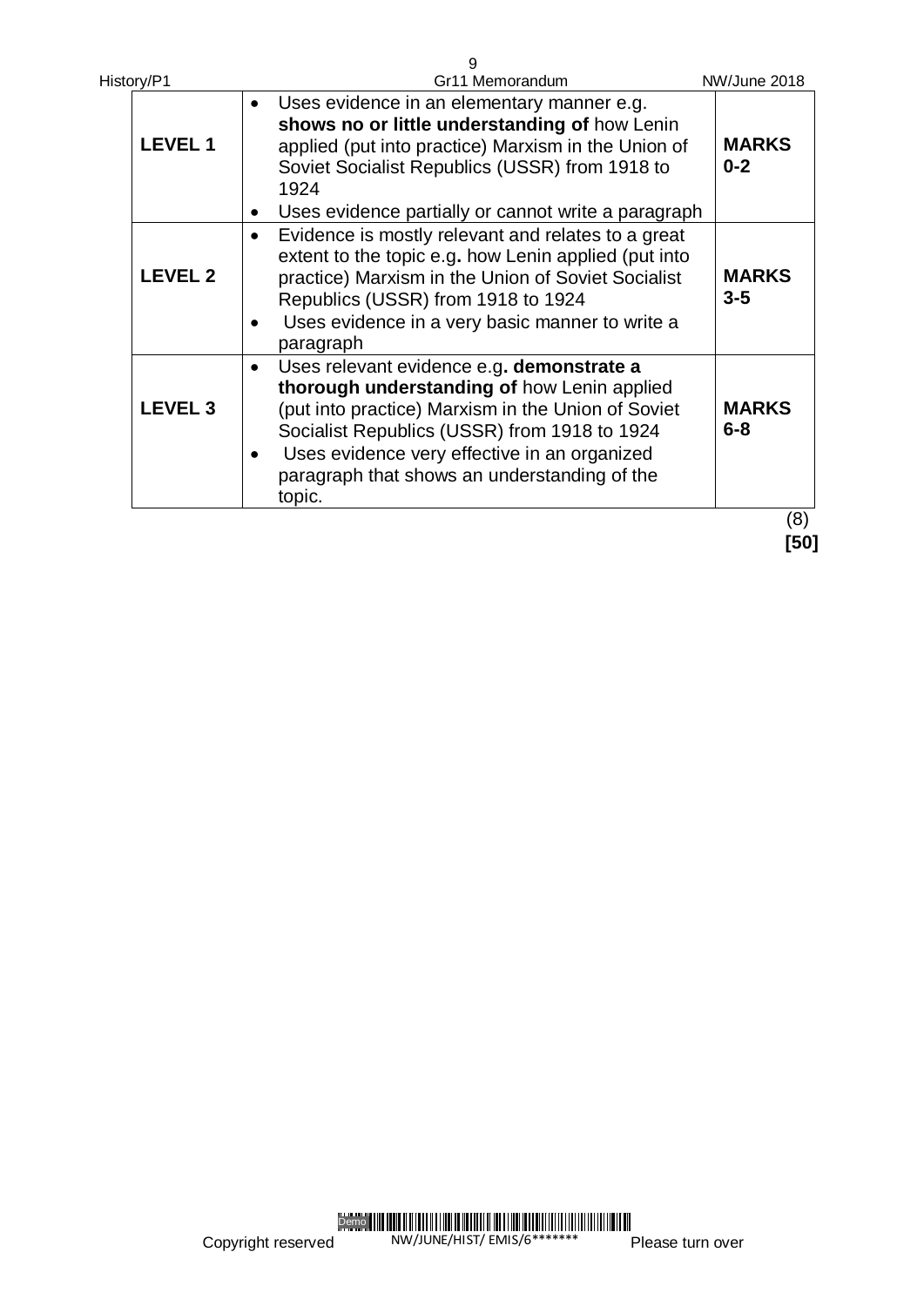| | | |
|---|---|---|
| **LEVEL 1** | • Uses evidence in an elementary manner e.g. **shows no or little understanding of** how Lenin applied (put into practice) Marxism in the Union of Soviet Socialist Republics (USSR) from 1918 to 1924<br>• Uses evidence partially or cannot write a paragraph | **MARKS 0-2** |
| **LEVEL 2** | • Evidence is mostly relevant and relates to a great extent to the topic e.g**.** how Lenin applied (put into practice) Marxism in the Union of Soviet Socialist Republics (USSR) from 1918 to 1924<br>• Uses evidence in a very basic manner to write a paragraph | **MARKS 3-5** |
| **LEVEL 3** | • Uses relevant evidence e.g**. demonstrate a thorough understanding of** how Lenin applied (put into practice) Marxism in the Union of Soviet Socialist Republics (USSR) from 1918 to 1924<br>• Uses evidence very effective in an organized paragraph that shows an understanding of the topic. | **MARKS 6-8** |

(8)

**[50]**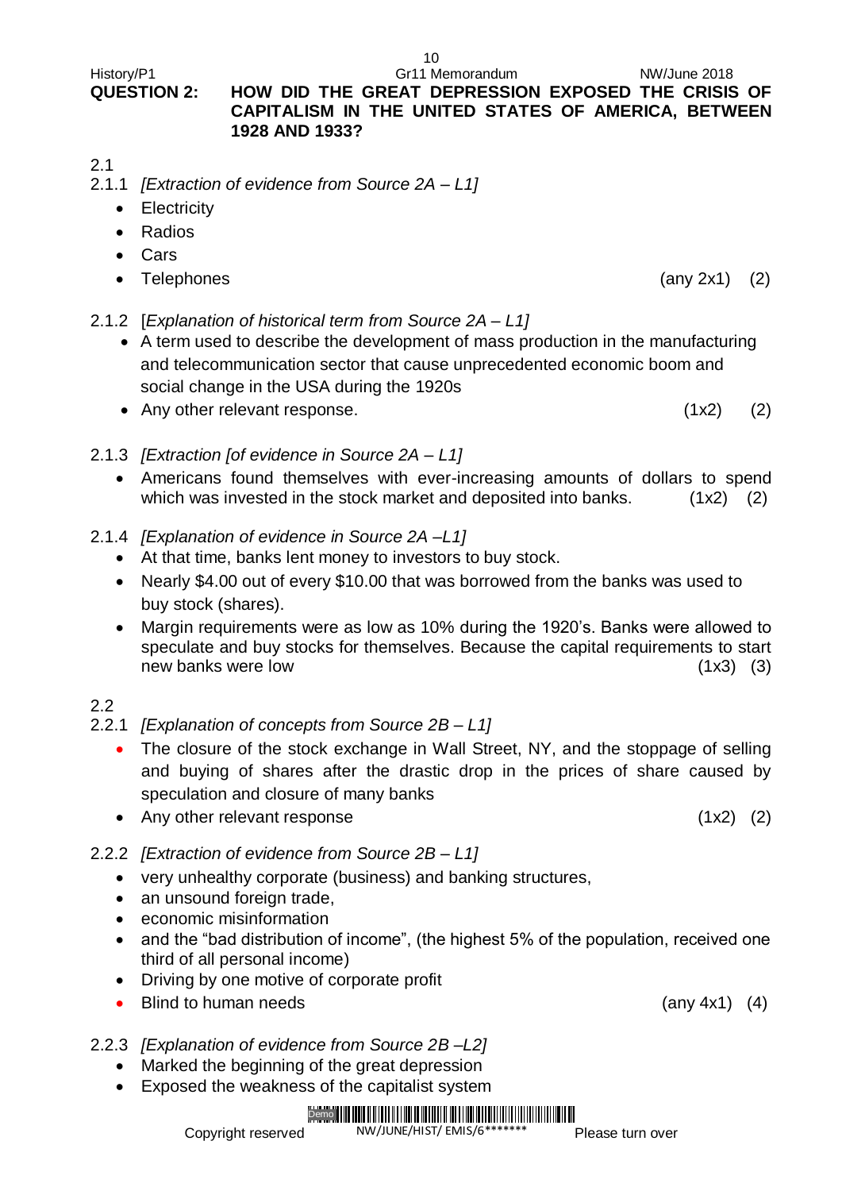**QUESTION 2: HOW DID THE GREAT DEPRESSION EXPOSED THE CRISIS OF CAPITALISM IN THE UNITED STATES OF AMERICA, BETWEEN 1928 AND 1933?**

2.1

2.1.1 *[Extraction of evidence from Source 2A – L1]*

- Electricity
- Radios
- Cars
- Telephones (any 2x1) (2)

2.1.2 [*Explanation of historical term from Source 2A – L1]*

- A term used to describe the development of mass production in the manufacturing and telecommunication sector that cause unprecedented economic boom and social change in the USA during the 1920s
- Any other relevant response. (1x2) (2)

2.1.3 *[Extraction [of evidence in Source 2A – L1]*

- Americans found themselves with ever-increasing amounts of dollars to spend which was invested in the stock market and deposited into banks. (1x2) (2)

2.1.4 *[Explanation of evidence in Source 2A –L1]*

- At that time, banks lent money to investors to buy stock.
- Nearly $4.00 out of every $10.00 that was borrowed from the banks was used to buy stock (shares).
- Margin requirements were as low as 10% during the 1920's. Banks were allowed to speculate and buy stocks for themselves. Because the capital requirements to start new banks were low (1x3) (3)

2.2

2.2.1 *[Explanation of concepts from Source 2B – L1]*

- The closure of the stock exchange in Wall Street, NY, and the stoppage of selling and buying of shares after the drastic drop in the prices of share caused by speculation and closure of many banks
- Any other relevant response (1x2) (2)

2.2.2 *[Extraction of evidence from Source 2B – L1]*

- very unhealthy corporate (business) and banking structures,
- an unsound foreign trade,
- economic misinformation
- and the "bad distribution of income", (the highest 5% of the population, received one third of all personal income)
- Driving by one motive of corporate profit
- Blind to human needs (any 4x1) (4)

2.2.3 *[Explanation of evidence from Source 2B –L2]*

- Marked the beginning of the great depression
- Exposed the weakness of the capitalist system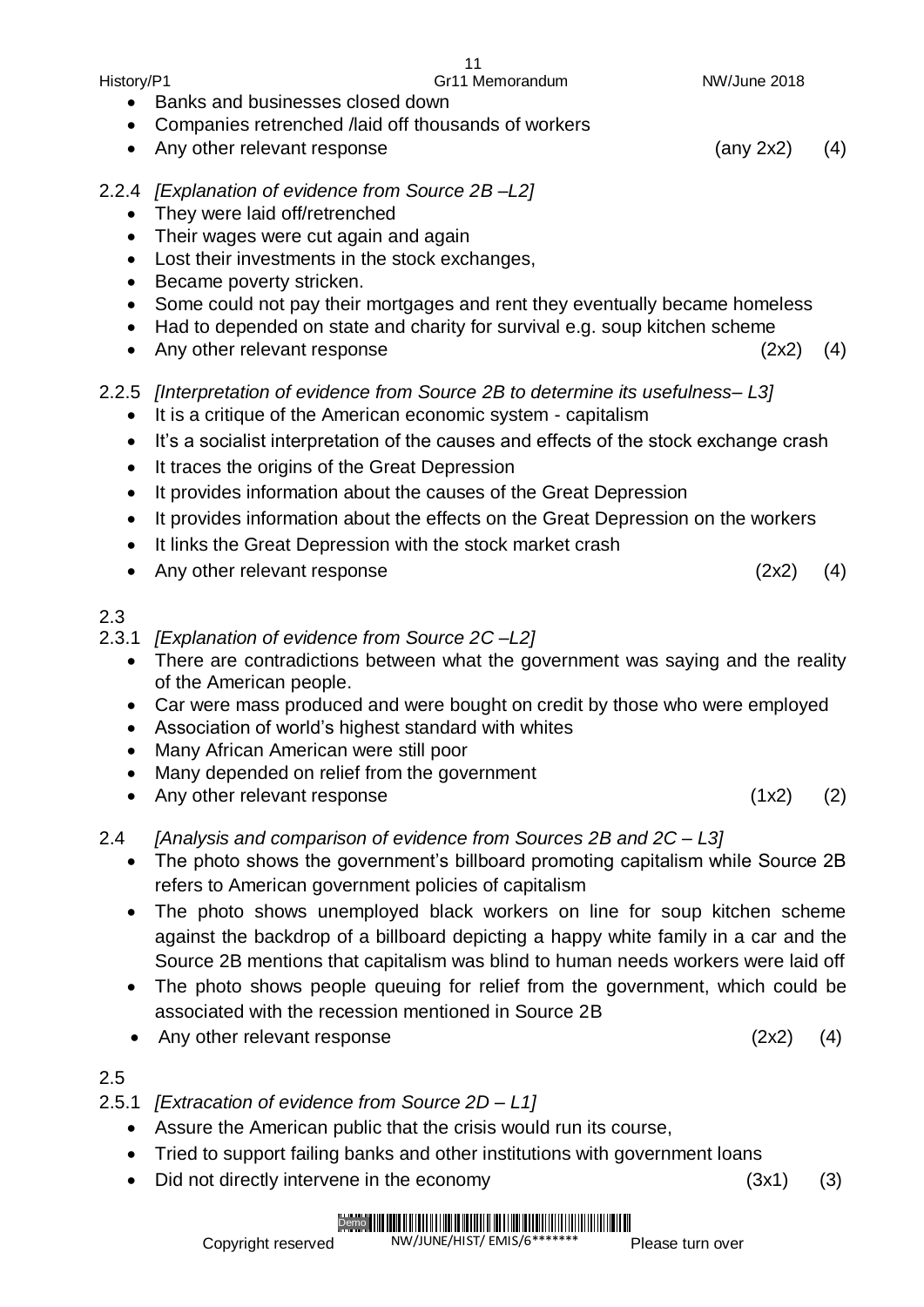- Banks and businesses closed down
- Companies retrenched /laid off thousands of workers
- Any other relevant response (any 2x2) (4)

2.2.4 *[Explanation of evidence from Source 2B –L2]*

- They were laid off/retrenched
- Their wages were cut again and again
- Lost their investments in the stock exchanges,
- Became poverty stricken.
- Some could not pay their mortgages and rent they eventually became homeless
- Had to depended on state and charity for survival e.g. soup kitchen scheme
- Any other relevant response (2x2) (4)

2.2.5 *[Interpretation of evidence from Source 2B to determine its usefulness– L3]*

- It is a critique of the American economic system - capitalism
- It's a socialist interpretation of the causes and effects of the stock exchange crash
- It traces the origins of the Great Depression
- It provides information about the causes of the Great Depression
- It provides information about the effects on the Great Depression on the workers
- It links the Great Depression with the stock market crash
- Any other relevant response (2x2) (4)

2.3

2.3.1 *[Explanation of evidence from Source 2C –L2]*

- There are contradictions between what the government was saying and the reality of the American people.
- Car were mass produced and were bought on credit by those who were employed
- Association of world's highest standard with whites
- Many African American were still poor
- Many depended on relief from the government
- Any other relevant response (1x2) (2)

2.4 *[Analysis and comparison of evidence from Sources 2B and 2C – L3]*

- The photo shows the government's billboard promoting capitalism while Source 2B refers to American government policies of capitalism
- The photo shows unemployed black workers on line for soup kitchen scheme against the backdrop of a billboard depicting a happy white family in a car and the Source 2B mentions that capitalism was blind to human needs workers were laid off
- The photo shows people queuing for relief from the government, which could be associated with the recession mentioned in Source 2B
- Any other relevant response (2x2) (4)

2.5

2.5.1 *[Extracation of evidence from Source 2D – L1]*

- Assure the American public that the crisis would run its course,
- Tried to support failing banks and other institutions with government loans
- Did not directly intervene in the economy (3x1) (3)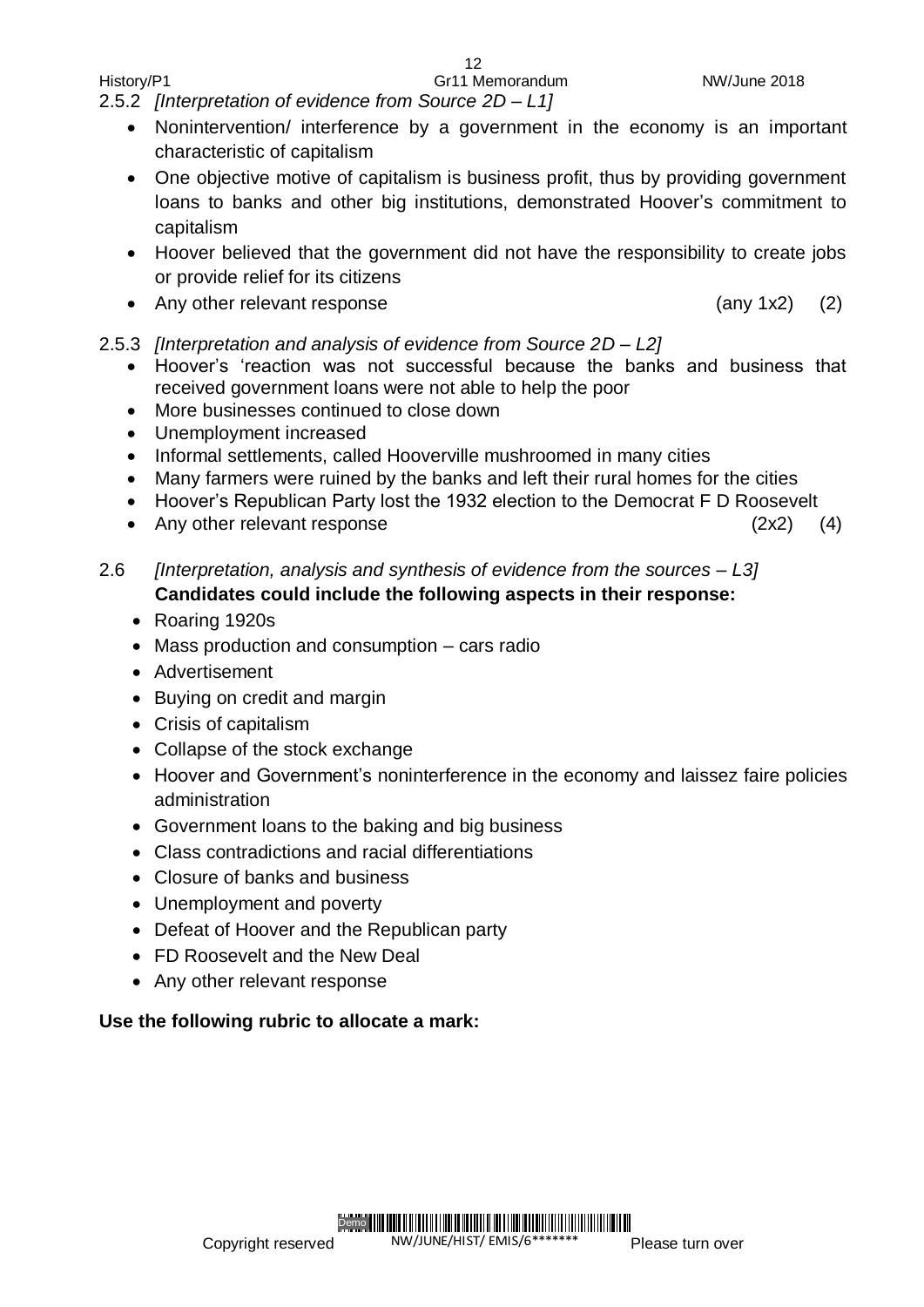2.5.2 *[Interpretation of evidence from Source 2D – L1]*

- Nonintervention/ interference by a government in the economy is an important characteristic of capitalism
- One objective motive of capitalism is business profit, thus by providing government loans to banks and other big institutions, demonstrated Hoover's commitment to capitalism
- Hoover believed that the government did not have the responsibility to create jobs or provide relief for its citizens
- Any other relevant response (any 1x2) (2)

2.5.3 *[Interpretation and analysis of evidence from Source 2D – L2]*

- Hoover's 'reaction was not successful because the banks and business that received government loans were not able to help the poor
- More businesses continued to close down
- Unemployment increased
- Informal settlements, called Hooverville mushroomed in many cities
- Many farmers were ruined by the banks and left their rural homes for the cities
- Hoover's Republican Party lost the 1932 election to the Democrat F D Roosevelt
- Any other relevant response (2x2) (4)

2.6 *[Interpretation, analysis and synthesis of evidence from the sources – L3]*

**Candidates could include the following aspects in their response:**

- Roaring 1920s
- Mass production and consumption – cars radio
- Advertisement
- Buying on credit and margin
- Crisis of capitalism
- Collapse of the stock exchange
- Hoover and Government's noninterference in the economy and laissez faire policies administration
- Government loans to the baking and big business
- Class contradictions and racial differentiations
- Closure of banks and business
- Unemployment and poverty
- Defeat of Hoover and the Republican party
- FD Roosevelt and the New Deal
- Any other relevant response

**Use the following rubric to allocate a mark:**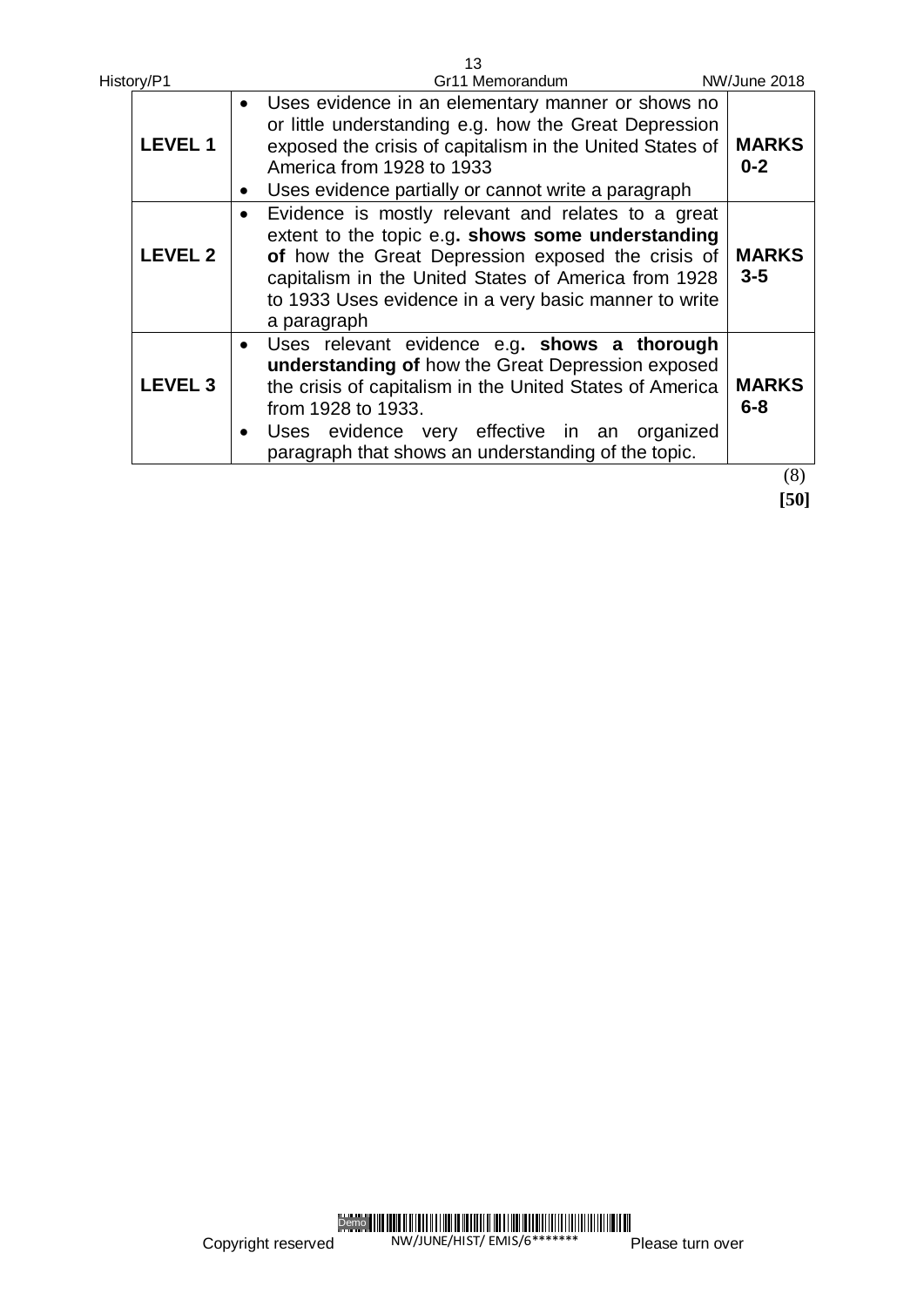| | | |
|---|---|---|
| **LEVEL 1** | • Uses evidence in an elementary manner or shows no or little understanding e.g. how the Great Depression exposed the crisis of capitalism in the United States of America from 1928 to 1933<br>• Uses evidence partially or cannot write a paragraph | **MARKS 0-2** |
| **LEVEL 2** | • Evidence is mostly relevant and relates to a great extent to the topic e.g**. shows some understanding of** how the Great Depression exposed the crisis of capitalism in the United States of America from 1928 to 1933 Uses evidence in a very basic manner to write a paragraph | **MARKS 3-5** |
| **LEVEL 3** | • Uses relevant evidence e.g**. shows a thorough understanding of** how the Great Depression exposed the crisis of capitalism in the United States of America from 1928 to 1933.<br>• Uses evidence very effective in an organized paragraph that shows an understanding of the topic. | **MARKS 6-8** |

(8)

**[50]**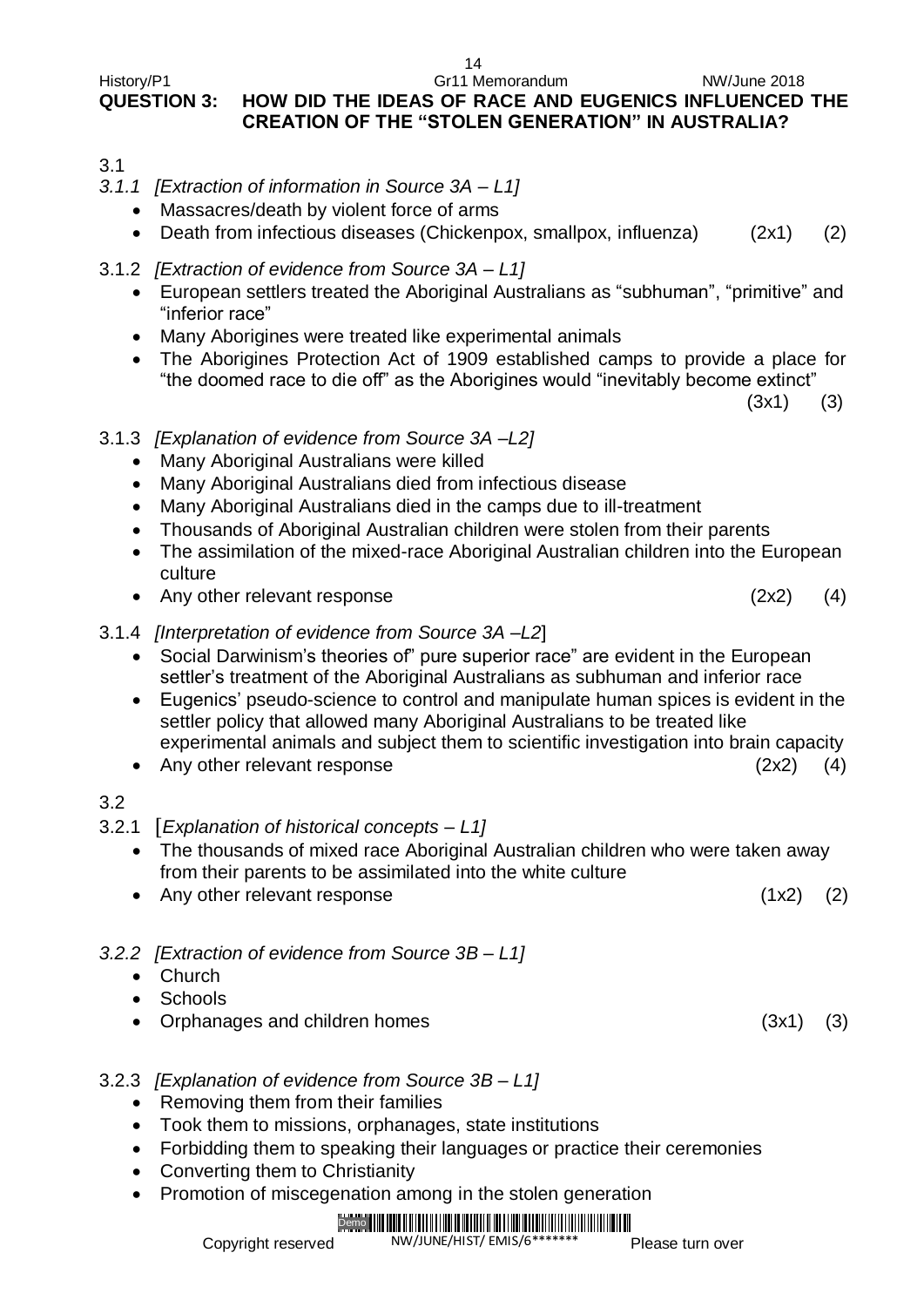## QUESTION 3: HOW DID THE IDEAS OF RACE AND EUGENICS INFLUENCED THE CREATION OF THE "STOLEN GENERATION" IN AUSTRALIA?

3.1

*3.1.1 [Extraction of information in Source 3A – L1]*

- Massacres/death by violent force of arms
- Death from infectious diseases (Chickenpox, smallpox, influenza) (2x1) (2)

3.1.2 *[Extraction of evidence from Source 3A – L1]*

- European settlers treated the Aboriginal Australians as "subhuman", "primitive" and "inferior race"
- Many Aborigines were treated like experimental animals
- The Aborigines Protection Act of 1909 established camps to provide a place for "the doomed race to die off" as the Aborigines would "inevitably become extinct" (3x1) (3)

3.1.3 *[Explanation of evidence from Source 3A –L2]*

- Many Aboriginal Australians were killed
- Many Aboriginal Australians died from infectious disease
- Many Aboriginal Australians died in the camps due to ill-treatment
- Thousands of Aboriginal Australian children were stolen from their parents
- The assimilation of the mixed-race Aboriginal Australian children into the European culture
- Any other relevant response (2x2) (4)

3.1.4 *[Interpretation of evidence from Source 3A –L2]*

- Social Darwinism's theories of" pure superior race" are evident in the European settler's treatment of the Aboriginal Australians as subhuman and inferior race
- Eugenics' pseudo-science to control and manipulate human spices is evident in the settler policy that allowed many Aboriginal Australians to be treated like experimental animals and subject them to scientific investigation into brain capacity
- Any other relevant response (2x2) (4)

3.2

3.2.1 [*Explanation of historical concepts – L1]*

- The thousands of mixed race Aboriginal Australian children who were taken away from their parents to be assimilated into the white culture
- Any other relevant response (1x2) (2)

*3.2.2 [Extraction of evidence from Source 3B – L1]*

- Church
- Schools
- Orphanages and children homes (3x1) (3)

3.2.3 *[Explanation of evidence from Source 3B – L1]*

- Removing them from their families
- Took them to missions, orphanages, state institutions
- Forbidding them to speaking their languages or practice their ceremonies
- Converting them to Christianity
- Promotion of miscegenation among in the stolen generation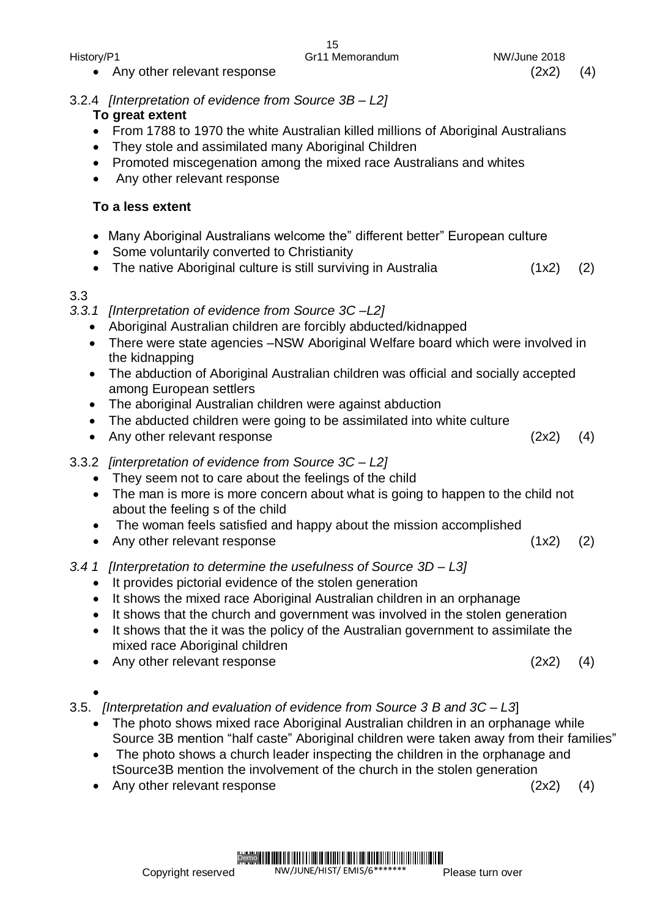- Any other relevant response (2x2) (4)

3.2.4 *[Interpretation of evidence from Source 3B – L2]*

**To great extent**

- From 1788 to 1970 the white Australian killed millions of Aboriginal Australians
- They stole and assimilated many Aboriginal Children
- Promoted miscegenation among the mixed race Australians and whites
- Any other relevant response

**To a less extent**

- Many Aboriginal Australians welcome the" different better" European culture
- Some voluntarily converted to Christianity
- The native Aboriginal culture is still surviving in Australia (1x2) (2)

3.3

*3.3.1 [Interpretation of evidence from Source 3C –L2]*

- Aboriginal Australian children are forcibly abducted/kidnapped
- There were state agencies –NSW Aboriginal Welfare board which were involved in the kidnapping
- The abduction of Aboriginal Australian children was official and socially accepted among European settlers
- The aboriginal Australian children were against abduction
- The abducted children were going to be assimilated into white culture
- Any other relevant response (2x2) (4)

3.3.2 *[interpretation of evidence from Source 3C – L2]*

- They seem not to care about the feelings of the child
- The man is more is more concern about what is going to happen to the child not about the feeling s of the child
- The woman feels satisfied and happy about the mission accomplished
- Any other relevant response (1x2) (2)

*3.4 1 [Interpretation to determine the usefulness of Source 3D – L3]*

- It provides pictorial evidence of the stolen generation
- It shows the mixed race Aboriginal Australian children in an orphanage
- It shows that the church and government was involved in the stolen generation
- It shows that the it was the policy of the Australian government to assimilate the mixed race Aboriginal children
- Any other relevant response (2x2) (4)

3.5. *[Interpretation and evaluation of evidence from Source 3 B and 3C – L3*]

- The photo shows mixed race Aboriginal Australian children in an orphanage while Source 3B mention "half caste" Aboriginal children were taken away from their families"
- The photo shows a church leader inspecting the children in the orphanage and tSource3B mention the involvement of the church in the stolen generation
- Any other relevant response (2x2) (4)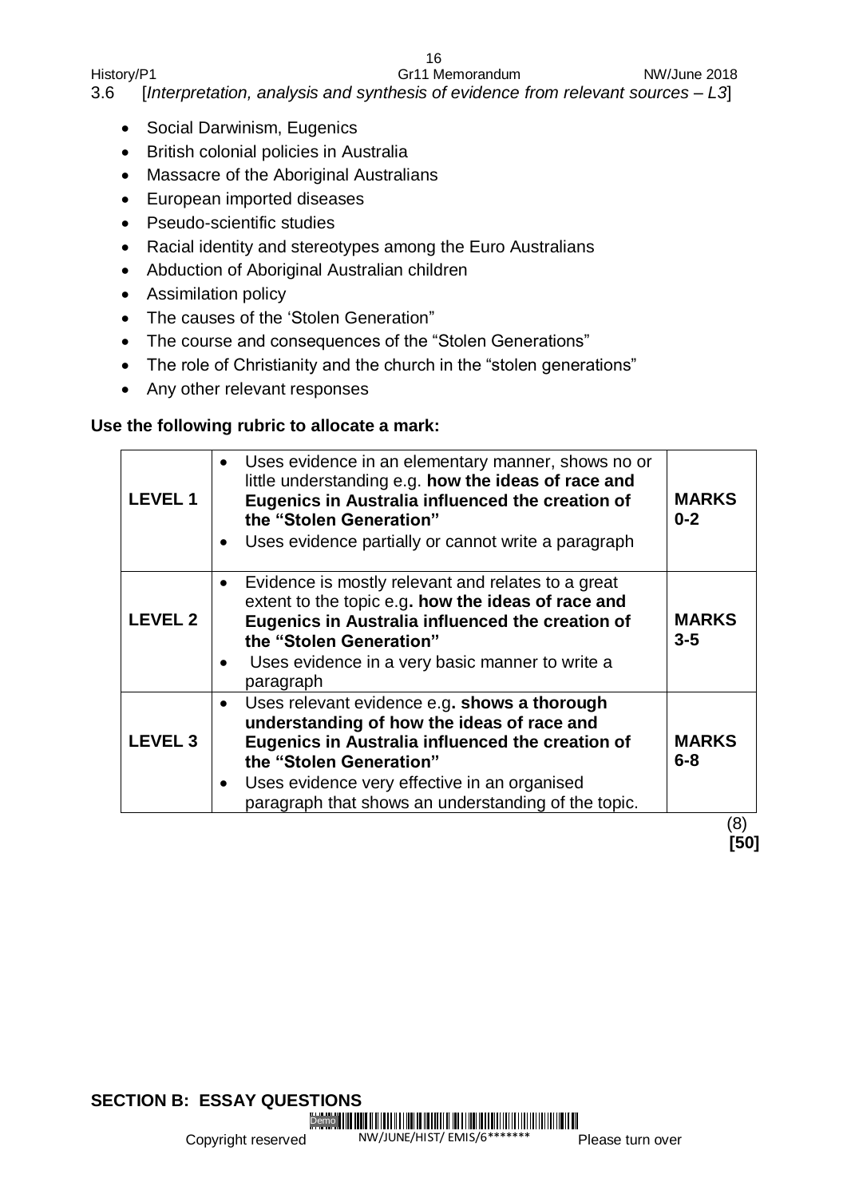3.6 [*Interpretation, analysis and synthesis of evidence from relevant sources – L3*]

- Social Darwinism, Eugenics
- British colonial policies in Australia
- Massacre of the Aboriginal Australians
- European imported diseases
- Pseudo-scientific studies
- Racial identity and stereotypes among the Euro Australians
- Abduction of Aboriginal Australian children
- Assimilation policy
- The causes of the 'Stolen Generation"
- The course and consequences of the "Stolen Generations"
- The role of Christianity and the church in the "stolen generations"
- Any other relevant responses

**Use the following rubric to allocate a mark:**

| | | |
|---|---|---|
| **LEVEL 1** | • Uses evidence in an elementary manner, shows no or little understanding e.g. **how the ideas of race and Eugenics in Australia influenced the creation of the "Stolen Generation"**<br>• Uses evidence partially or cannot write a paragraph | **MARKS 0-2** |
| **LEVEL 2** | • Evidence is mostly relevant and relates to a great extent to the topic e.g**. how the ideas of race and Eugenics in Australia influenced the creation of the "Stolen Generation"**<br>• Uses evidence in a very basic manner to write a paragraph | **MARKS 3-5** |
| **LEVEL 3** | • Uses relevant evidence e.g**. shows a thorough understanding of how the ideas of race and Eugenics in Australia influenced the creation of the "Stolen Generation"**<br>• Uses evidence very effective in an organised paragraph that shows an understanding of the topic. | **MARKS 6-8** |

(8)
**[50]**

**SECTION B: ESSAY QUESTIONS**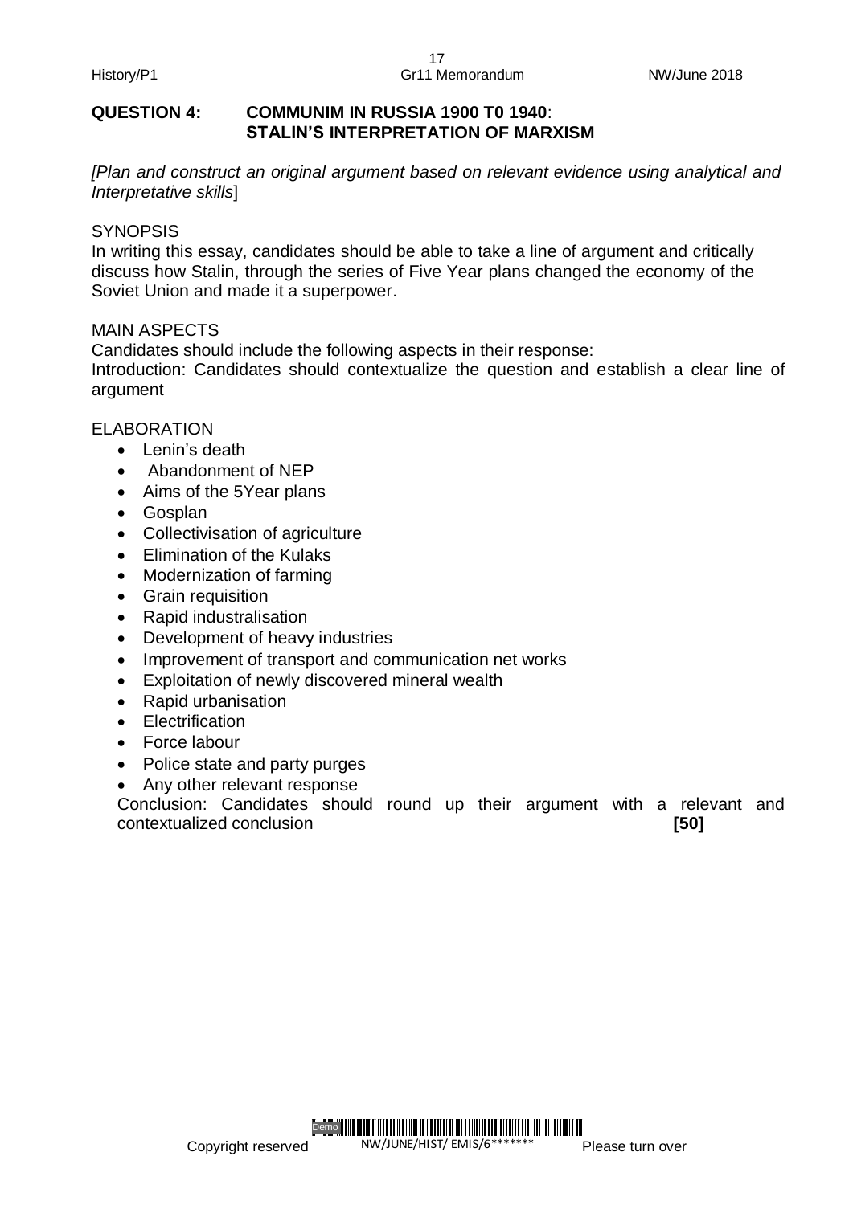**QUESTION 4: COMMUNIM IN RUSSIA 1900 T0 1940: STALIN'S INTERPRETATION OF MARXISM**

*[Plan and construct an original argument based on relevant evidence using analytical and Interpretative skills*]

SYNOPSIS

In writing this essay, candidates should be able to take a line of argument and critically discuss how Stalin, through the series of Five Year plans changed the economy of the Soviet Union and made it a superpower.

MAIN ASPECTS

Candidates should include the following aspects in their response:

Introduction: Candidates should contextualize the question and establish a clear line of argument

ELABORATION

- Lenin's death
- Abandonment of NEP
- Aims of the 5Year plans
- Gosplan
- Collectivisation of agriculture
- Elimination of the Kulaks
- Modernization of farming
- Grain requisition
- Rapid industralisation
- Development of heavy industries
- Improvement of transport and communication net works
- Exploitation of newly discovered mineral wealth
- Rapid urbanisation
- Electrification
- Force labour
- Police state and party purges
- Any other relevant response

Conclusion: Candidates should round up their argument with a relevant and contextualized conclusion **[50]**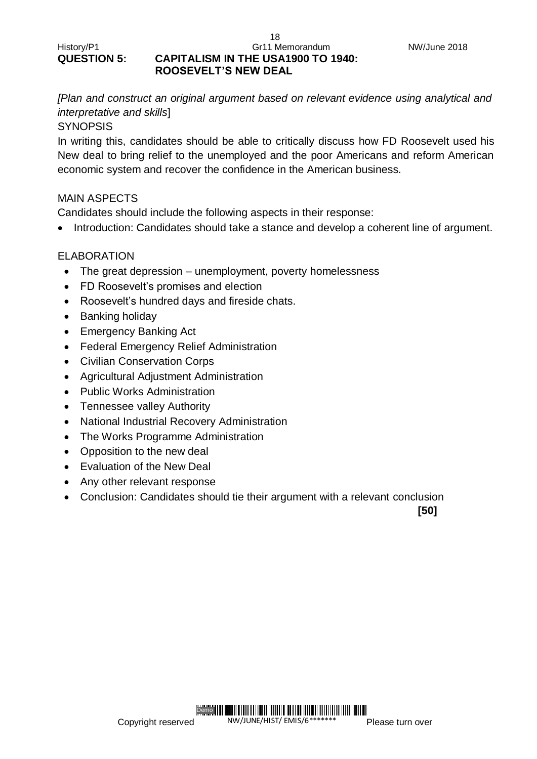**QUESTION 5: CAPITALISM IN THE USA1900 TO 1940: ROOSEVELT'S NEW DEAL**

*[Plan and construct an original argument based on relevant evidence using analytical and interpretative and skills*]

SYNOPSIS

In writing this, candidates should be able to critically discuss how FD Roosevelt used his New deal to bring relief to the unemployed and the poor Americans and reform American economic system and recover the confidence in the American business.

MAIN ASPECTS

Candidates should include the following aspects in their response:

- Introduction: Candidates should take a stance and develop a coherent line of argument.

ELABORATION

- The great depression – unemployment, poverty homelessness
- FD Roosevelt's promises and election
- Roosevelt's hundred days and fireside chats.
- Banking holiday
- Emergency Banking Act
- Federal Emergency Relief Administration
- Civilian Conservation Corps
- Agricultural Adjustment Administration
- Public Works Administration
- Tennessee valley Authority
- National Industrial Recovery Administration
- The Works Programme Administration
- Opposition to the new deal
- Evaluation of the New Deal
- Any other relevant response
- Conclusion: Candidates should tie their argument with a relevant conclusion

**[50]**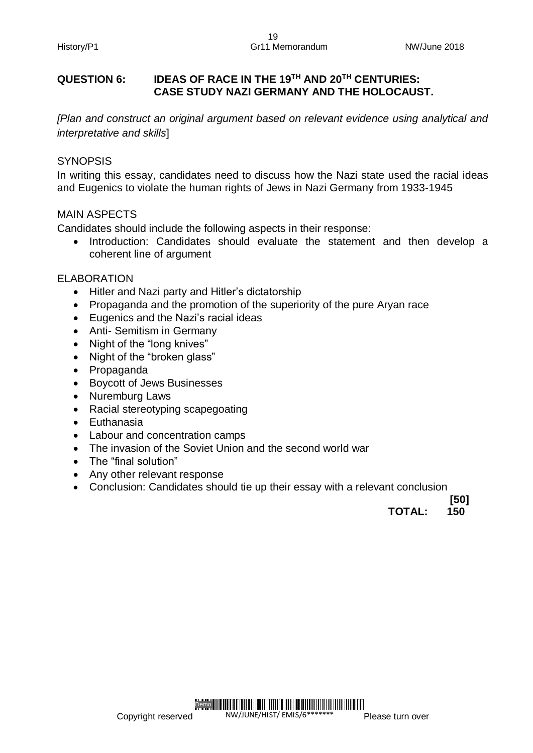## QUESTION 6: IDEAS OF RACE IN THE 19$^{TH}$ AND 20$^{TH}$ CENTURIES: CASE STUDY NAZI GERMANY AND THE HOLOCAUST.

*[Plan and construct an original argument based on relevant evidence using analytical and interpretative and skills*]

SYNOPSIS

In writing this essay, candidates need to discuss how the Nazi state used the racial ideas and Eugenics to violate the human rights of Jews in Nazi Germany from 1933-1945

MAIN ASPECTS

Candidates should include the following aspects in their response:

- Introduction: Candidates should evaluate the statement and then develop a coherent line of argument

ELABORATION

- Hitler and Nazi party and Hitler's dictatorship
- Propaganda and the promotion of the superiority of the pure Aryan race
- Eugenics and the Nazi's racial ideas
- Anti- Semitism in Germany
- Night of the "long knives"
- Night of the "broken glass"
- Propaganda
- Boycott of Jews Businesses
- Nuremburg Laws
- Racial stereotyping scapegoating
- Euthanasia
- Labour and concentration camps
- The invasion of the Soviet Union and the second world war
- The "final solution"
- Any other relevant response
- Conclusion: Candidates should tie up their essay with a relevant conclusion

**[50]**

**TOTAL: 150**